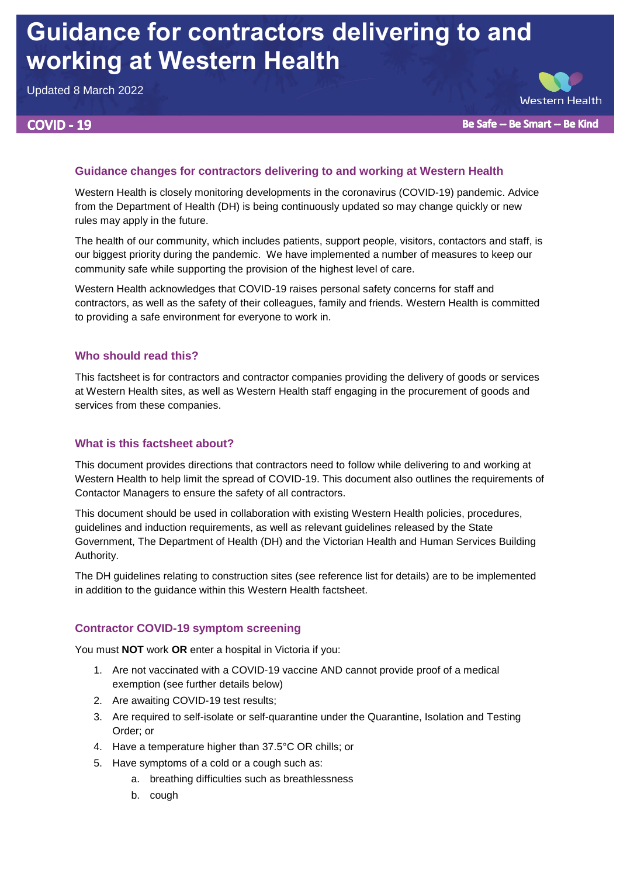# Guidance for contractors delivering to and working at Western Health

Updated 8 March 2022

COVID - 19

Be Safe – Be Smart – Be Kind

## Guidance changes for contractors delivering to and working at Western Health

Western Health is closely monitoring developments in the coronavirus (COVID-19) pandemic. Advice from the Department of Health (DH) is being continuously updated so may change quickly or new rules may apply in the future.

The health of our community, which includes patients, support people, visitors, contactors and staff, is our biggest priority during the pandemic. We have implemented a number of measures to keep our community safe while supporting the provision of the highest level of care.

Western Health acknowledges that COVID-19 raises personal safety concerns for staff and contractors, as well as the safety of their colleagues, family and friends. Western Health is committed to providing a safe environment for everyone to work in.

## Who should read this?

This factsheet is for contractors and contractor companies providing the delivery of goods or services at Western Health sites, as well as Western Health staff engaging in the procurement of goods and services from these companies.

## What is this factsheet about?

This document provides directions that contractors need to follow while delivering to and working at Western Health to help limit the spread of COVID-19. This document also outlines the requirements of Contactor Managers to ensure the safety of all contractors.

This document should be used in collaboration with existing Western Health policies, procedures, guidelines and induction requirements, as well as relevant guidelines released by the State Government, The Department of Health (DH) and the Victorian Health and Human Services Building Authority.

The DH guidelines relating to construction sites (see reference list for details) are to be implemented in addition to the guidance within this Western Health factsheet.

## Contractor COVID-19 symptom screening

You must **NOT** work **OR** enter a hospital in Victoria if you:

1. Are not vaccinated with a COVID-19 vaccine AND cannot provide proof of a medical exemption (see further details below)
2. Are awaiting COVID-19 test results;
3. Are required to self-isolate or self-quarantine under the Quarantine, Isolation and Testing Order; or
4. Have a temperature higher than 37.5°C OR chills; or
5. Have symptoms of a cold or a cough such as:
    a. breathing difficulties such as breathlessness
    b. cough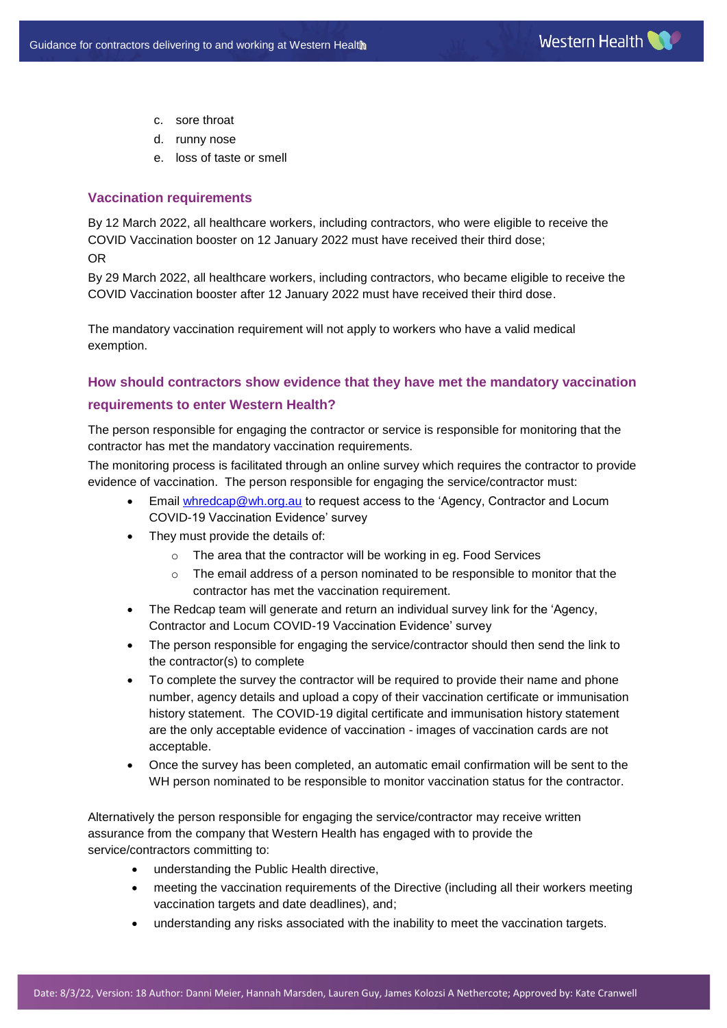c. sore throat
d. runny nose
e. loss of taste or smell

## Vaccination requirements

By 12 March 2022, all healthcare workers, including contractors, who were eligible to receive the COVID Vaccination booster on 12 January 2022 must have received their third dose;
OR
By 29 March 2022, all healthcare workers, including contractors, who became eligible to receive the COVID Vaccination booster after 12 January 2022 must have received their third dose.

The mandatory vaccination requirement will not apply to workers who have a valid medical exemption.

## How should contractors show evidence that they have met the mandatory vaccination requirements to enter Western Health?

The person responsible for engaging the contractor or service is responsible for monitoring that the contractor has met the mandatory vaccination requirements.

The monitoring process is facilitated through an online survey which requires the contractor to provide evidence of vaccination. The person responsible for engaging the service/contractor must:

- Email whredcap@wh.org.au to request access to the 'Agency, Contractor and Locum COVID-19 Vaccination Evidence' survey
- They must provide the details of:
  - The area that the contractor will be working in eg. Food Services
  - The email address of a person nominated to be responsible to monitor that the contractor has met the vaccination requirement.
- The Redcap team will generate and return an individual survey link for the 'Agency, Contractor and Locum COVID-19 Vaccination Evidence' survey
- The person responsible for engaging the service/contractor should then send the link to the contractor(s) to complete
- To complete the survey the contractor will be required to provide their name and phone number, agency details and upload a copy of their vaccination certificate or immunisation history statement. The COVID-19 digital certificate and immunisation history statement are the only acceptable evidence of vaccination - images of vaccination cards are not acceptable.
- Once the survey has been completed, an automatic email confirmation will be sent to the WH person nominated to be responsible to monitor vaccination status for the contractor.

Alternatively the person responsible for engaging the service/contractor may receive written assurance from the company that Western Health has engaged with to provide the service/contractors committing to:

- understanding the Public Health directive,
- meeting the vaccination requirements of the Directive (including all their workers meeting vaccination targets and date deadlines), and;
- understanding any risks associated with the inability to meet the vaccination targets.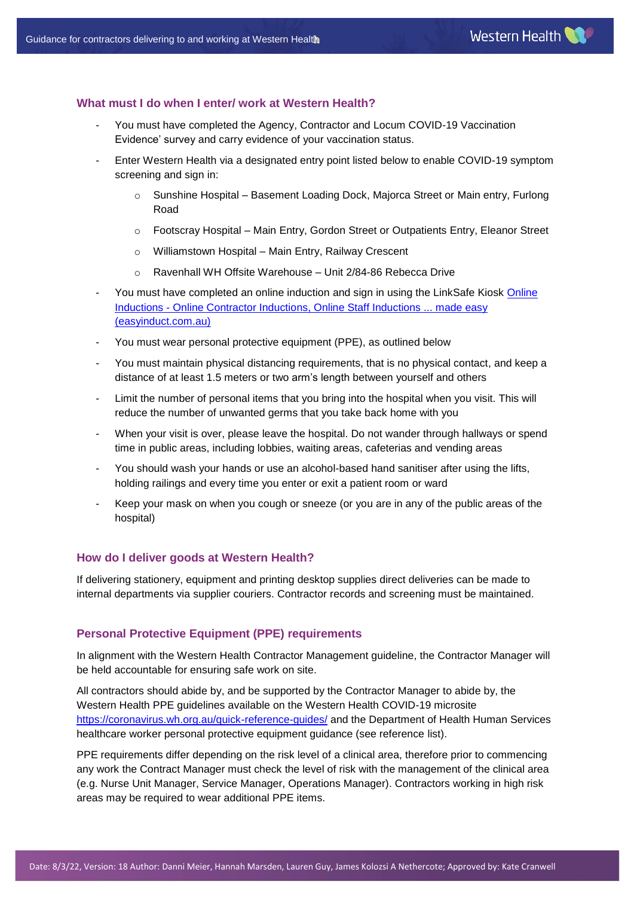## What must I do when I enter/ work at Western Health?

- You must have completed the Agency, Contractor and Locum COVID-19 Vaccination Evidence' survey and carry evidence of your vaccination status.
- Enter Western Health via a designated entry point listed below to enable COVID-19 symptom screening and sign in:
  - Sunshine Hospital – Basement Loading Dock, Majorca Street or Main entry, Furlong Road
  - Footscray Hospital – Main Entry, Gordon Street or Outpatients Entry, Eleanor Street
  - Williamstown Hospital – Main Entry, Railway Crescent
  - Ravenhall WH Offsite Warehouse – Unit 2/84-86 Rebecca Drive
- You must have completed an online induction and sign in using the LinkSafe Kiosk [Online Inductions - Online Contractor Inductions, Online Staff Inductions ... made easy (easyinduct.com.au)](easyinduct.com.au)
- You must wear personal protective equipment (PPE), as outlined below
- You must maintain physical distancing requirements, that is no physical contact, and keep a distance of at least 1.5 meters or two arm's length between yourself and others
- Limit the number of personal items that you bring into the hospital when you visit. This will reduce the number of unwanted germs that you take back home with you
- When your visit is over, please leave the hospital. Do not wander through hallways or spend time in public areas, including lobbies, waiting areas, cafeterias and vending areas
- You should wash your hands or use an alcohol-based hand sanitiser after using the lifts, holding railings and every time you enter or exit a patient room or ward
- Keep your mask on when you cough or sneeze (or you are in any of the public areas of the hospital)

## How do I deliver goods at Western Health?

If delivering stationery, equipment and printing desktop supplies direct deliveries can be made to internal departments via supplier couriers. Contractor records and screening must be maintained.

## Personal Protective Equipment (PPE) requirements

In alignment with the Western Health Contractor Management guideline, the Contractor Manager will be held accountable for ensuring safe work on site.

All contractors should abide by, and be supported by the Contractor Manager to abide by, the Western Health PPE guidelines available on the Western Health COVID-19 microsite https://coronavirus.wh.org.au/quick-reference-guides/ and the Department of Health Human Services healthcare worker personal protective equipment guidance (see reference list).

PPE requirements differ depending on the risk level of a clinical area, therefore prior to commencing any work the Contract Manager must check the level of risk with the management of the clinical area (e.g. Nurse Unit Manager, Service Manager, Operations Manager). Contractors working in high risk areas may be required to wear additional PPE items.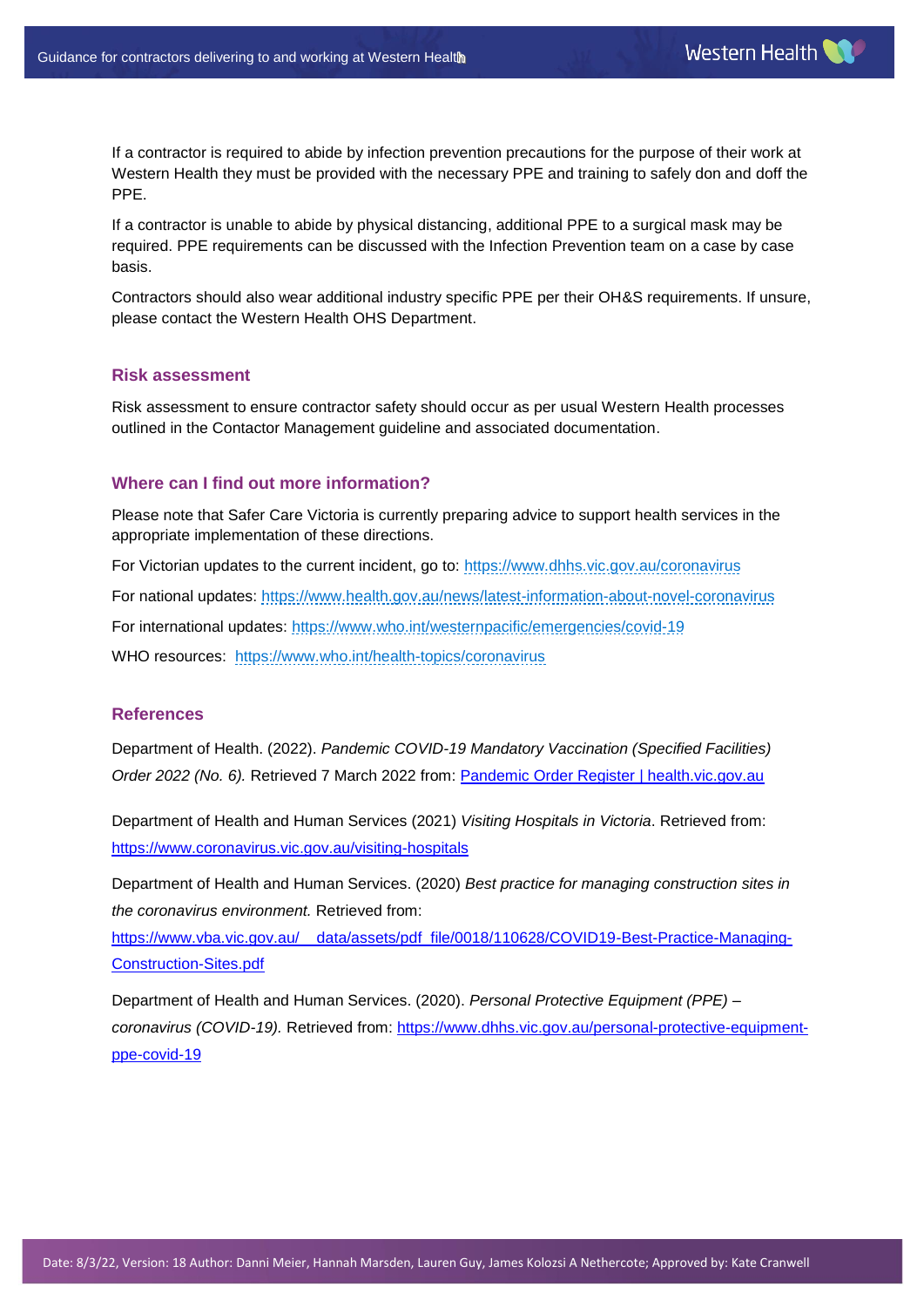If a contractor is required to abide by infection prevention precautions for the purpose of their work at Western Health they must be provided with the necessary PPE and training to safely don and doff the PPE.

If a contractor is unable to abide by physical distancing, additional PPE to a surgical mask may be required. PPE requirements can be discussed with the Infection Prevention team on a case by case basis.

Contractors should also wear additional industry specific PPE per their OH&S requirements. If unsure, please contact the Western Health OHS Department.

## Risk assessment

Risk assessment to ensure contractor safety should occur as per usual Western Health processes outlined in the Contactor Management guideline and associated documentation.

## Where can I find out more information?

Please note that Safer Care Victoria is currently preparing advice to support health services in the appropriate implementation of these directions.

For Victorian updates to the current incident, go to: https://www.dhhs.vic.gov.au/coronavirus

For national updates: https://www.health.gov.au/news/latest-information-about-novel-coronavirus

For international updates: https://www.who.int/westernpacific/emergencies/covid-19

WHO resources: https://www.who.int/health-topics/coronavirus

## References

Department of Health. (2022). *Pandemic COVID-19 Mandatory Vaccination (Specified Facilities) Order 2022 (No. 6).* Retrieved 7 March 2022 from: Pandemic Order Register | health.vic.gov.au

Department of Health and Human Services (2021) *Visiting Hospitals in Victoria*. Retrieved from: https://www.coronavirus.vic.gov.au/visiting-hospitals

Department of Health and Human Services. (2020) *Best practice for managing construction sites in the coronavirus environment.* Retrieved from: https://www.vba.vic.gov.au/__data/assets/pdf_file/0018/110628/COVID19-Best-Practice-Managing-Construction-Sites.pdf

Department of Health and Human Services. (2020). *Personal Protective Equipment (PPE) – coronavirus (COVID-19).* Retrieved from: https://www.dhhs.vic.gov.au/personal-protective-equipment-ppe-covid-19

Date: 8/3/22, Version: 18 Author: Danni Meier, Hannah Marsden, Lauren Guy, James Kolozsi A Nethercote; Approved by: Kate Cranwell